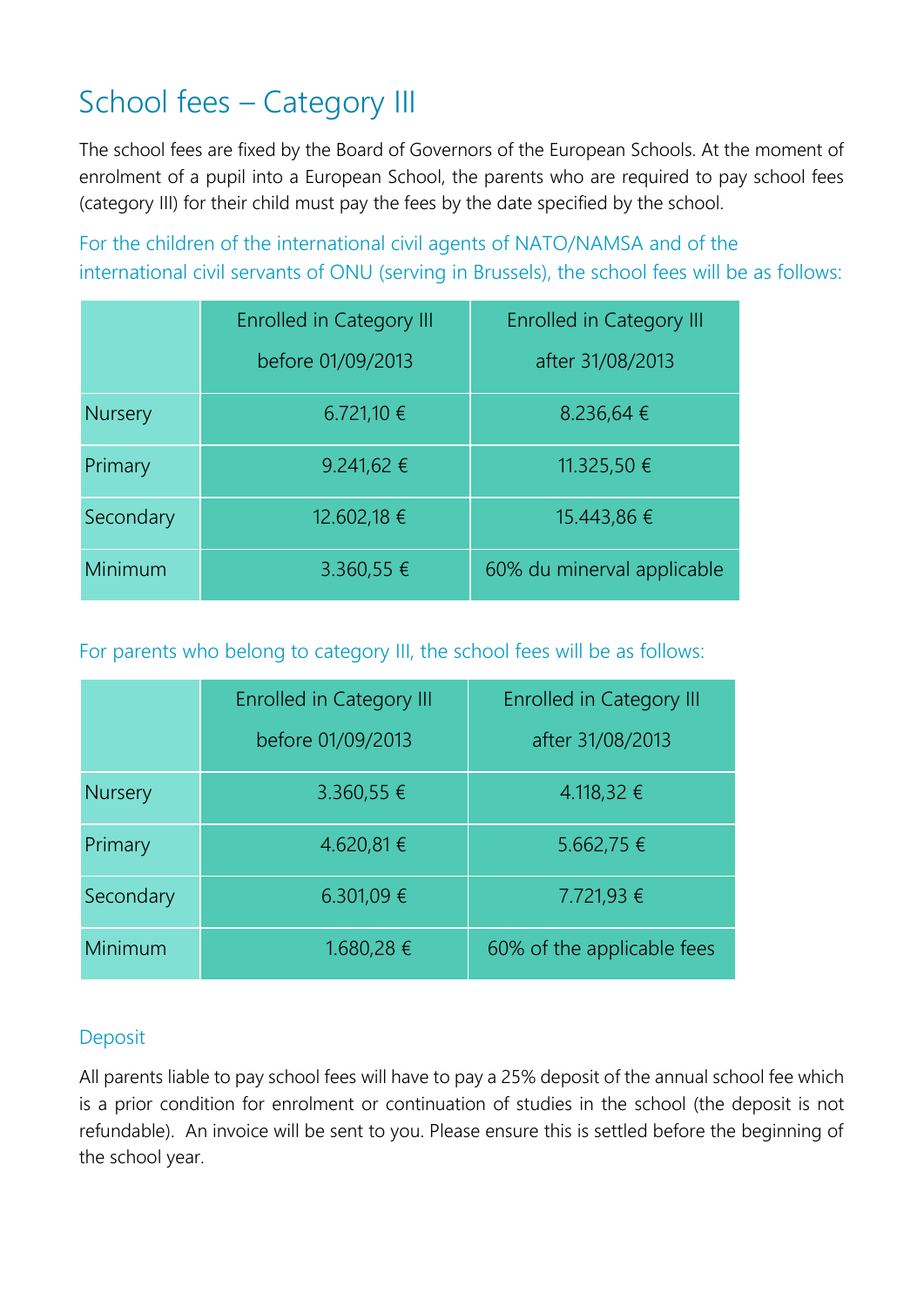# School fees – Category III

The school fees are fixed by the Board of Governors of the European Schools. At the moment of enrolment of a pupil into a European School, the parents who are required to pay school fees (category III) for their child must pay the fees by the date specified by the school.

For the children of the international civil agents of NATO/NAMSA and of the international civil servants of ONU (serving in Brussels), the school fees will be as follows:

| | Enrolled in Category III before 01/09/2013 | Enrolled in Category III after 31/08/2013 |
|---|---|---|
| Nursery | 6.721,10 € | 8.236,64 € |
| Primary | 9.241,62 € | 11.325,50 € |
| Secondary | 12.602,18 € | 15.443,86 € |
| Minimum | 3.360,55 € | 60% du minerval applicable |

For parents who belong to category III, the school fees will be as follows:

| | Enrolled in Category III before 01/09/2013 | Enrolled in Category III after 31/08/2013 |
|---|---|---|
| Nursery | 3.360,55 € | 4.118,32 € |
| Primary | 4.620,81 € | 5.662,75 € |
| Secondary | 6.301,09 € | 7.721,93 € |
| Minimum | 1.680,28 € | 60% of the applicable fees |

## Deposit

All parents liable to pay school fees will have to pay a 25% deposit of the annual school fee which is a prior condition for enrolment or continuation of studies in the school (the deposit is not refundable). An invoice will be sent to you. Please ensure this is settled before the beginning of the school year.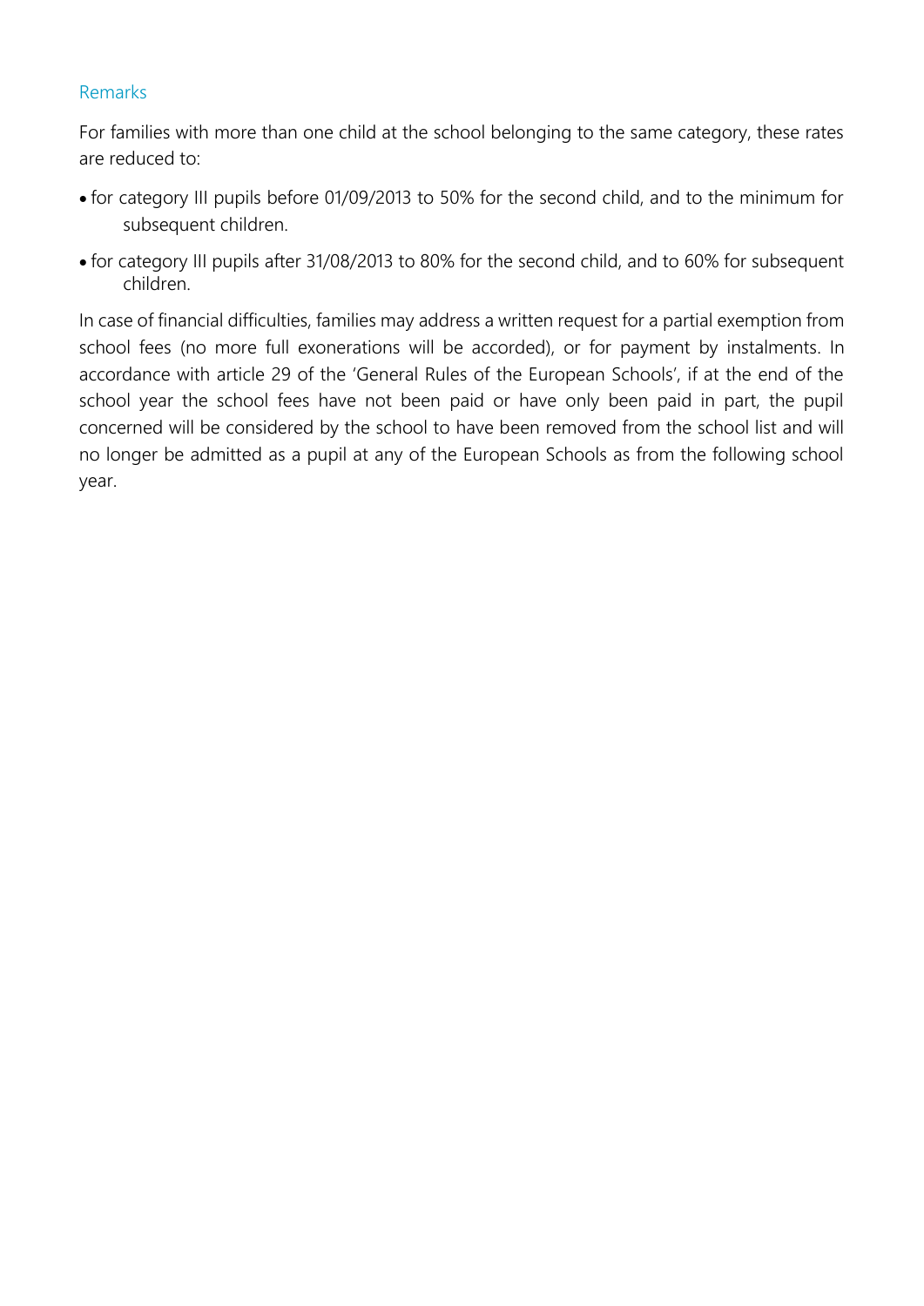## Remarks

For families with more than one child at the school belonging to the same category, these rates are reduced to:

- for category III pupils before 01/09/2013 to 50% for the second child, and to the minimum for subsequent children.
- for category III pupils after 31/08/2013 to 80% for the second child, and to 60% for subsequent children.

In case of financial difficulties, families may address a written request for a partial exemption from school fees (no more full exonerations will be accorded), or for payment by instalments. In accordance with article 29 of the 'General Rules of the European Schools', if at the end of the school year the school fees have not been paid or have only been paid in part, the pupil concerned will be considered by the school to have been removed from the school list and will no longer be admitted as a pupil at any of the European Schools as from the following school year.